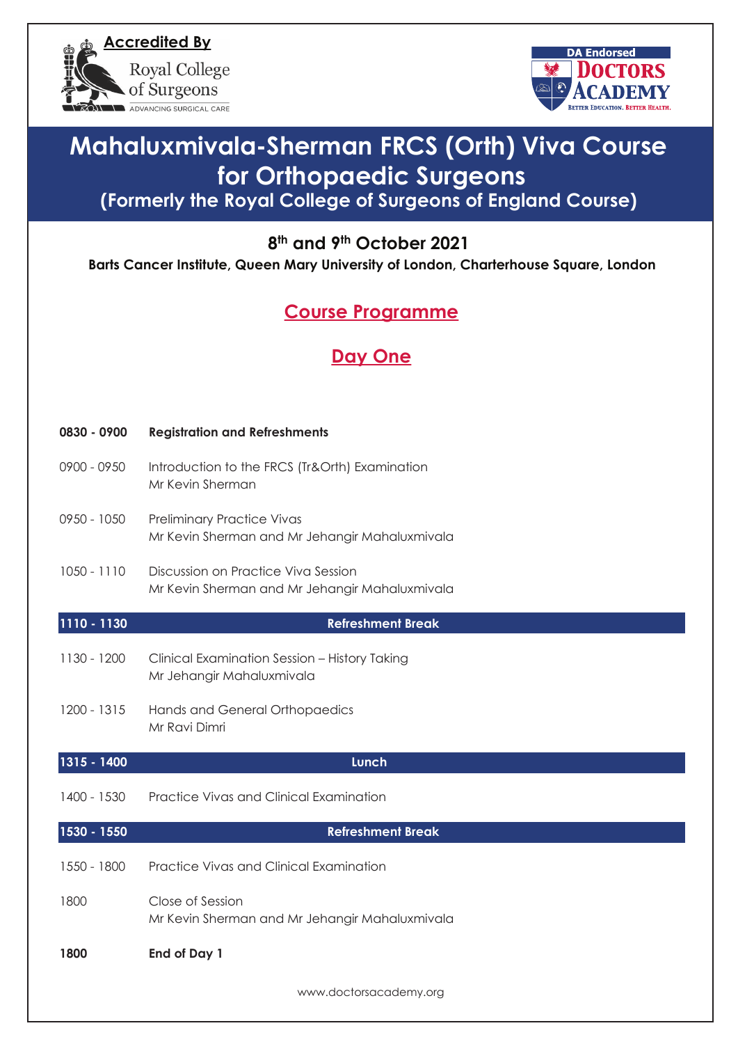Accredited By

Royal College of Surgeons
ADVANCING SURGICAL CARE

DA Endorsed
DOCTORS ACADEMY
BETTER EDUCATION. BETTER HEALTH.

# Mahaluxmivala-Sherman FRCS (Orth) Viva Course for Orthopaedic Surgeons

## (Formerly the Royal College of Surgeons of England Course)

**8th and 9th October 2021**

**Barts Cancer Institute, Queen Mary University of London, Charterhouse Square, London**

## Course Programme

## Day One

| | |
|---|---|
| **0830 - 0900** | **Registration and Refreshments** |
| 0900 - 0950 | Introduction to the FRCS (Tr&Orth) Examination<br>Mr Kevin Sherman |
| 0950 - 1050 | Preliminary Practice Vivas<br>Mr Kevin Sherman and Mr Jehangir Mahaluxmivala |
| 1050 - 1110 | Discussion on Practice Viva Session<br>Mr Kevin Sherman and Mr Jehangir Mahaluxmivala |
| **1110 - 1130** | **Refreshment Break** |
| 1130 - 1200 | Clinical Examination Session – History Taking<br>Mr Jehangir Mahaluxmivala |
| 1200 - 1315 | Hands and General Orthopaedics<br>Mr Ravi Dimri |
| **1315 - 1400** | **Lunch** |
| 1400 - 1530 | Practice Vivas and Clinical Examination |
| **1530 - 1550** | **Refreshment Break** |
| 1550 - 1800 | Practice Vivas and Clinical Examination |
| 1800 | Close of Session<br>Mr Kevin Sherman and Mr Jehangir Mahaluxmivala |
| **1800** | **End of Day 1** |

www.doctorsacademy.org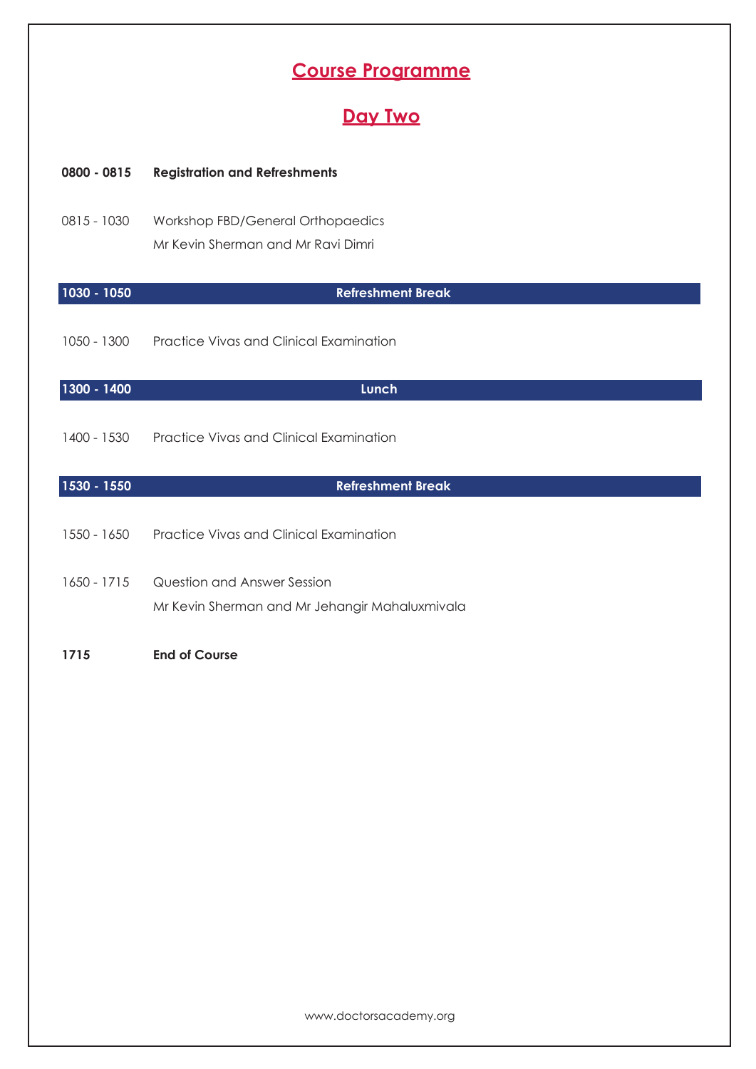# Course Programme

## Day Two

| | |
|---|---|
| **0800 - 0815** | **Registration and Refreshments** |
| 0815 - 1030 | Workshop FBD/General Orthopaedics<br>Mr Kevin Sherman and Mr Ravi Dimri |
| **1030 - 1050** | **Refreshment Break** |
| 1050 - 1300 | Practice Vivas and Clinical Examination |
| **1300 - 1400** | **Lunch** |
| 1400 - 1530 | Practice Vivas and Clinical Examination |
| **1530 - 1550** | **Refreshment Break** |
| 1550 - 1650 | Practice Vivas and Clinical Examination |
| 1650 - 1715 | Question and Answer Session<br>Mr Kevin Sherman and Mr Jehangir Mahaluxmivala |
| **1715** | **End of Course** |

www.doctorsacademy.org